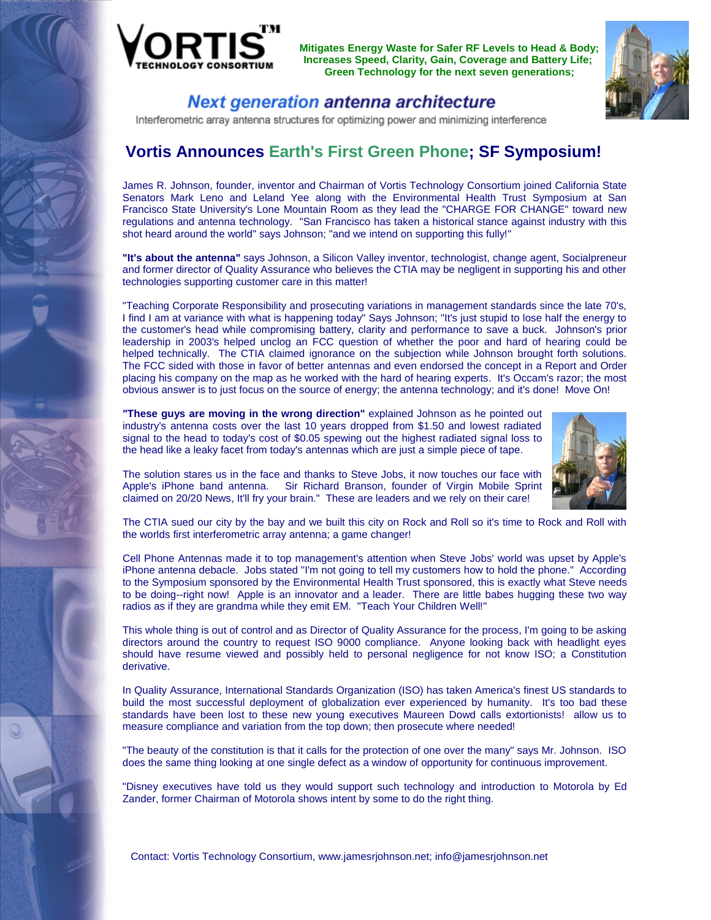VORTIS™ TECHNOLOGY CONSORTIUM

**Mitigates Energy Waste for Safer RF Levels to Head & Body; Increases Speed, Clarity, Gain, Coverage and Battery Life; Green Technology for the next seven generations;**

## *Next generation antenna architecture*

Interferometric array antenna structures for optimizing power and minimizing interference

# Vortis Announces Earth's First Green Phone; SF Symposium!

James R. Johnson, founder, inventor and Chairman of Vortis Technology Consortium joined California State Senators Mark Leno and Leland Yee along with the Environmental Health Trust Symposium at San Francisco State University's Lone Mountain Room as they lead the "CHARGE FOR CHANGE" toward new regulations and antenna technology. "San Francisco has taken a historical stance against industry with this shot heard around the world" says Johnson; "and we intend on supporting this fully!"

**"It's about the antenna"** says Johnson, a Silicon Valley inventor, technologist, change agent, Socialpreneur and former director of Quality Assurance who believes the CTIA may be negligent in supporting his and other technologies supporting customer care in this matter!

"Teaching Corporate Responsibility and prosecuting variations in management standards since the late 70's, I find I am at variance with what is happening today" Says Johnson; "It's just stupid to lose half the energy to the customer's head while compromising battery, clarity and performance to save a buck. Johnson's prior leadership in 2003's helped unclog an FCC question of whether the poor and hard of hearing could be helped technically. The CTIA claimed ignorance on the subjection while Johnson brought forth solutions. The FCC sided with those in favor of better antennas and even endorsed the concept in a Report and Order placing his company on the map as he worked with the hard of hearing experts. It's Occam's razor; the most obvious answer is to just focus on the source of energy; the antenna technology; and it's done! Move On!

**"These guys are moving in the wrong direction"** explained Johnson as he pointed out industry's antenna costs over the last 10 years dropped from $1.50 and lowest radiated signal to the head to today's cost of $0.05 spewing out the highest radiated signal loss to the head like a leaky facet from today's antennas which are just a simple piece of tape.

The solution stares us in the face and thanks to Steve Jobs, it now touches our face with Apple's iPhone band antenna. Sir Richard Branson, founder of Virgin Mobile Sprint claimed on 20/20 News, It'll fry your brain." These are leaders and we rely on their care!

The CTIA sued our city by the bay and we built this city on Rock and Roll so it's time to Rock and Roll with the worlds first interferometric array antenna; a game changer!

Cell Phone Antennas made it to top management's attention when Steve Jobs' world was upset by Apple's iPhone antenna debacle. Jobs stated "I'm not going to tell my customers how to hold the phone." According to the Symposium sponsored by the Environmental Health Trust sponsored, this is exactly what Steve needs to be doing--right now! Apple is an innovator and a leader. There are little babes hugging these two way radios as if they are grandma while they emit EM. "Teach Your Children Well!"

This whole thing is out of control and as Director of Quality Assurance for the process, I'm going to be asking directors around the country to request ISO 9000 compliance. Anyone looking back with headlight eyes should have resume viewed and possibly held to personal negligence for not know ISO; a Constitution derivative.

In Quality Assurance, International Standards Organization (ISO) has taken America's finest US standards to build the most successful deployment of globalization ever experienced by humanity. It's too bad these standards have been lost to these new young executives Maureen Dowd calls extortionists! allow us to measure compliance and variation from the top down; then prosecute where needed!

"The beauty of the constitution is that it calls for the protection of one over the many" says Mr. Johnson. ISO does the same thing looking at one single defect as a window of opportunity for continuous improvement.

"Disney executives have told us they would support such technology and introduction to Motorola by Ed Zander, former Chairman of Motorola shows intent by some to do the right thing.

Contact: Vortis Technology Consortium, www.jamesrjohnson.net; info@jamesrjohnson.net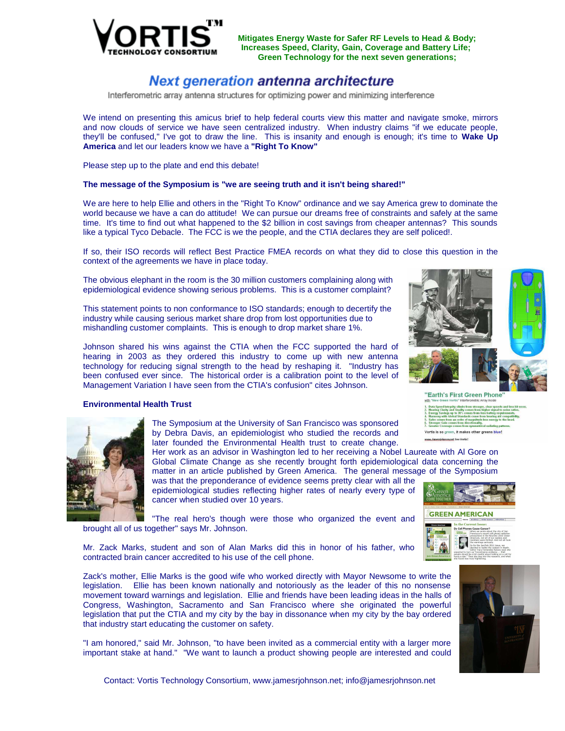**VORTIS™ TECHNOLOGY CONSORTIUM**

**Mitigates Energy Waste for Safer RF Levels to Head & Body;**
**Increases Speed, Clarity, Gain, Coverage and Battery Life;**
**Green Technology for the next seven generations;**

# *Next generation antenna architecture*

Interferometric array antenna structures for optimizing power and minimizing interference

We intend on presenting this amicus brief to help federal courts view this matter and navigate smoke, mirrors and now clouds of service we have seen centralized industry. When industry claims "if we educate people, they'll be confused," I've got to draw the line. This is insanity and enough is enough; it's time to **Wake Up America** and let our leaders know we have a **"Right To Know"**

Please step up to the plate and end this debate!

**The message of the Symposium is "we are seeing truth and it isn't being shared!"**

We are here to help Ellie and others in the "Right To Know" ordinance and we say America grew to dominate the world because we have a can do attitude! We can pursue our dreams free of constraints and safely at the same time. It's time to find out what happened to the $2 billion in cost savings from cheaper antennas? This sounds like a typical Tyco Debacle. The FCC is we the people, and the CTIA declares they are self policed!.

If so, their ISO records will reflect Best Practice FMEA records on what they did to close this question in the context of the agreements we have in place today.

The obvious elephant in the room is the 30 million customers complaining along with epidemiological evidence showing serious problems. This is a customer complaint?

This statement points to non conformance to ISO standards; enough to decertify the industry while causing serious market share drop from lost opportunities due to mishandling customer complaints. This is enough to drop market share 1%.

Johnson shared his wins against the CTIA when the FCC supported the hard of hearing in 2003 as they ordered this industry to come up with new antenna technology for reducing signal strength to the head by reshaping it. "Industry has been confused ever since. The historical order is a calibration point to the level of Management Variation I have seen from the CTIA's confusion" cites Johnson.

"Earth's First Green Phone"
with "New Green Vortis" Interferometric Array Inside

1. Data Speed Integrity climbs from stronger, clear speeds and less bit error,
2. Hearing Clarity and Quality comes from higher signal to noise ratios,
3. Energy Savings up to 30% comes from less battery requirements,
4. Harmony with Global Standards come from hearing aid compatibility,
5. Safer comes from an order of magnitude less energy to the head,
6. Stronger Gain comes from directionality,
7. Greater Coverage comes from symmetrical radiating patterns.

Vortis is so green, it makes other greens blue!

www.Jamesrjohnson.net See Vortis!

### Environmental Health Trust

The Symposium at the University of San Francisco was sponsored by Debra Davis, an epidemiologist who studied the records and later founded the Environmental Health trust to create change. Her work as an advisor in Washington led to her receiving a Nobel Laureate with Al Gore on Global Climate Change as she recently brought forth epidemiological data concerning the matter in an article published by Green America. The general message of the Symposium was that the preponderance of evidence seems pretty clear with all the epidemiological studies reflecting higher rates of nearly every type of cancer when studied over 10 years.

"The real hero's though were those who organized the event and brought all of us together" says Mr. Johnson.

Mr. Zack Marks, student and son of Alan Marks did this in honor of his father, who contracted brain cancer accredited to his use of the cell phone.

Zack's mother, Ellie Marks is the good wife who worked directly with Mayor Newsome to write the legislation. Ellie has been known nationally and notoriously as the leader of this no nonsense movement toward warnings and legislation. Ellie and friends have been leading ideas in the halls of Congress, Washington, Sacramento and San Francisco where she originated the powerful legislation that put the CTIA and my city by the bay in dissonance when my city by the bay ordered that industry start educating the customer on safety.

"I am honored," said Mr. Johnson, "to have been invited as a commercial entity with a larger more important stake at hand." "We want to launch a product showing people are interested and could

Contact: Vortis Technology Consortium, www.jamesrjohnson.net; info@jamesrjohnson.net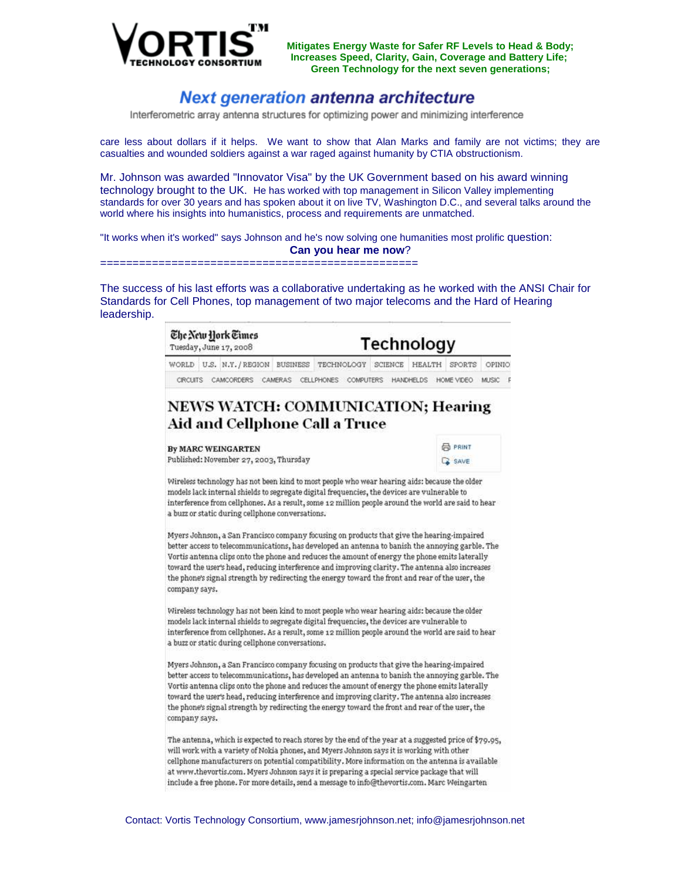**VORTIS™ TECHNOLOGY CONSORTIUM**

**Mitigates Energy Waste for Safer RF Levels to Head & Body; Increases Speed, Clarity, Gain, Coverage and Battery Life; Green Technology for the next seven generations;**

## *Next generation antenna architecture*

Interferometric array antenna structures for optimizing power and minimizing interference

care less about dollars if it helps. We want to show that Alan Marks and family are not victims; they are casualties and wounded soldiers against a war raged against humanity by CTIA obstructionism.

Mr. Johnson was awarded "Innovator Visa" by the UK Government based on his award winning technology brought to the UK. He has worked with top management in Silicon Valley implementing standards for over 30 years and has spoken about it on live TV, Washington D.C., and several talks around the world where his insights into humanistics, process and requirements are unmatched.

"It works when it's worked" says Johnson and he's now solving one humanities most prolific question:

**Can you hear me now**?

================================================

The success of his last efforts was a collaborative undertaking as he worked with the ANSI Chair for Standards for Cell Phones, top management of two major telecoms and the Hard of Hearing leadership.

The New York Times
Tuesday, June 17, 2008

Technology

WORLD | U.S. | N.Y./REGION | BUSINESS | TECHNOLOGY | SCIENCE | HEALTH | SPORTS | OPINIO

CIRCUITS | CAMCORDERS | CAMERAS | CELLPHONES | COMPUTERS | HANDHELDS | HOME VIDEO | MUSIC

### NEWS WATCH: COMMUNICATION; Hearing Aid and Cellphone Call a Truce

**By MARC WEINGARTEN**
Published: November 27, 2003, Thursday

PRINT
SAVE

Wireless technology has not been kind to most people who wear hearing aids: because the older models lack internal shields to segregate digital frequencies, the devices are vulnerable to interference from cellphones. As a result, some 12 million people around the world are said to hear a buzz or static during cellphone conversations.

Myers Johnson, a San Francisco company focusing on products that give the hearing-impaired better access to telecommunications, has developed an antenna to banish the annoying garble. The Vortis antenna clips onto the phone and reduces the amount of energy the phone emits laterally toward the user's head, reducing interference and improving clarity. The antenna also increases the phone's signal strength by redirecting the energy toward the front and rear of the user, the company says.

Wireless technology has not been kind to most people who wear hearing aids: because the older models lack internal shields to segregate digital frequencies, the devices are vulnerable to interference from cellphones. As a result, some 12 million people around the world are said to hear a buzz or static during cellphone conversations.

Myers Johnson, a San Francisco company focusing on products that give the hearing-impaired better access to telecommunications, has developed an antenna to banish the annoying garble. The Vortis antenna clips onto the phone and reduces the amount of energy the phone emits laterally toward the user's head, reducing interference and improving clarity. The antenna also increases the phone's signal strength by redirecting the energy toward the front and rear of the user, the company says.

The antenna, which is expected to reach stores by the end of the year at a suggested price of $79.95, will work with a variety of Nokia phones, and Myers Johnson says it is working with other cellphone manufacturers on potential compatibility. More information on the antenna is available at www.thevortis.com. Myers Johnson says it is preparing a special service package that will include a free phone. For more details, send a message to info@thevortis.com. Marc Weingarten

Contact: Vortis Technology Consortium, www.jamesrjohnson.net; info@jamesrjohnson.net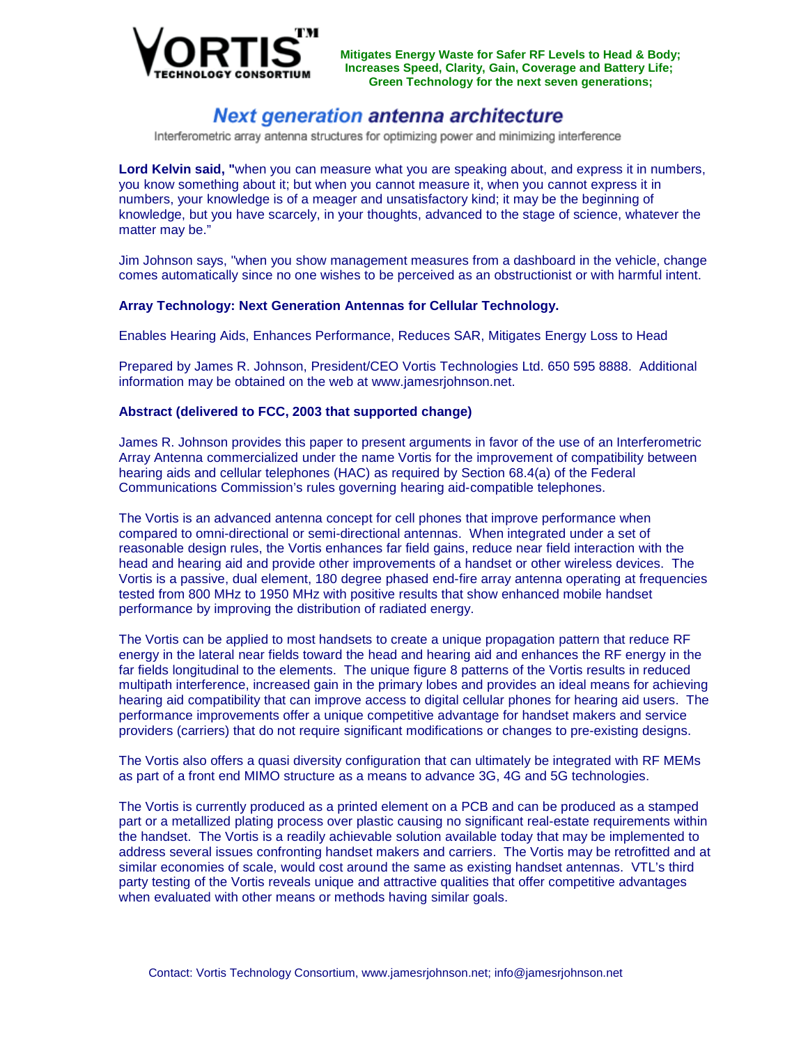**VORTIS™ TECHNOLOGY CONSORTIUM**

**Mitigates Energy Waste for Safer RF Levels to Head & Body; Increases Speed, Clarity, Gain, Coverage and Battery Life; Green Technology for the next seven generations;**

# *Next generation antenna architecture*

Interferometric array antenna structures for optimizing power and minimizing interference

**Lord Kelvin said, "**when you can measure what you are speaking about, and express it in numbers, you know something about it; but when you cannot measure it, when you cannot express it in numbers, your knowledge is of a meager and unsatisfactory kind; it may be the beginning of knowledge, but you have scarcely, in your thoughts, advanced to the stage of science, whatever the matter may be."

Jim Johnson says, "when you show management measures from a dashboard in the vehicle, change comes automatically since no one wishes to be perceived as an obstructionist or with harmful intent.

**Array Technology: Next Generation Antennas for Cellular Technology.**

Enables Hearing Aids, Enhances Performance, Reduces SAR, Mitigates Energy Loss to Head

Prepared by James R. Johnson, President/CEO Vortis Technologies Ltd. 650 595 8888. Additional information may be obtained on the web at www.jamesrjohnson.net.

**Abstract (delivered to FCC, 2003 that supported change)**

James R. Johnson provides this paper to present arguments in favor of the use of an Interferometric Array Antenna commercialized under the name Vortis for the improvement of compatibility between hearing aids and cellular telephones (HAC) as required by Section 68.4(a) of the Federal Communications Commission's rules governing hearing aid-compatible telephones.

The Vortis is an advanced antenna concept for cell phones that improve performance when compared to omni-directional or semi-directional antennas. When integrated under a set of reasonable design rules, the Vortis enhances far field gains, reduce near field interaction with the head and hearing aid and provide other improvements of a handset or other wireless devices. The Vortis is a passive, dual element, 180 degree phased end-fire array antenna operating at frequencies tested from 800 MHz to 1950 MHz with positive results that show enhanced mobile handset performance by improving the distribution of radiated energy.

The Vortis can be applied to most handsets to create a unique propagation pattern that reduce RF energy in the lateral near fields toward the head and hearing aid and enhances the RF energy in the far fields longitudinal to the elements. The unique figure 8 patterns of the Vortis results in reduced multipath interference, increased gain in the primary lobes and provides an ideal means for achieving hearing aid compatibility that can improve access to digital cellular phones for hearing aid users. The performance improvements offer a unique competitive advantage for handset makers and service providers (carriers) that do not require significant modifications or changes to pre-existing designs.

The Vortis also offers a quasi diversity configuration that can ultimately be integrated with RF MEMs as part of a front end MIMO structure as a means to advance 3G, 4G and 5G technologies.

The Vortis is currently produced as a printed element on a PCB and can be produced as a stamped part or a metallized plating process over plastic causing no significant real-estate requirements within the handset. The Vortis is a readily achievable solution available today that may be implemented to address several issues confronting handset makers and carriers. The Vortis may be retrofitted and at similar economies of scale, would cost around the same as existing handset antennas. VTL's third party testing of the Vortis reveals unique and attractive qualities that offer competitive advantages when evaluated with other means or methods having similar goals.

Contact: Vortis Technology Consortium, www.jamesrjohnson.net; info@jamesrjohnson.net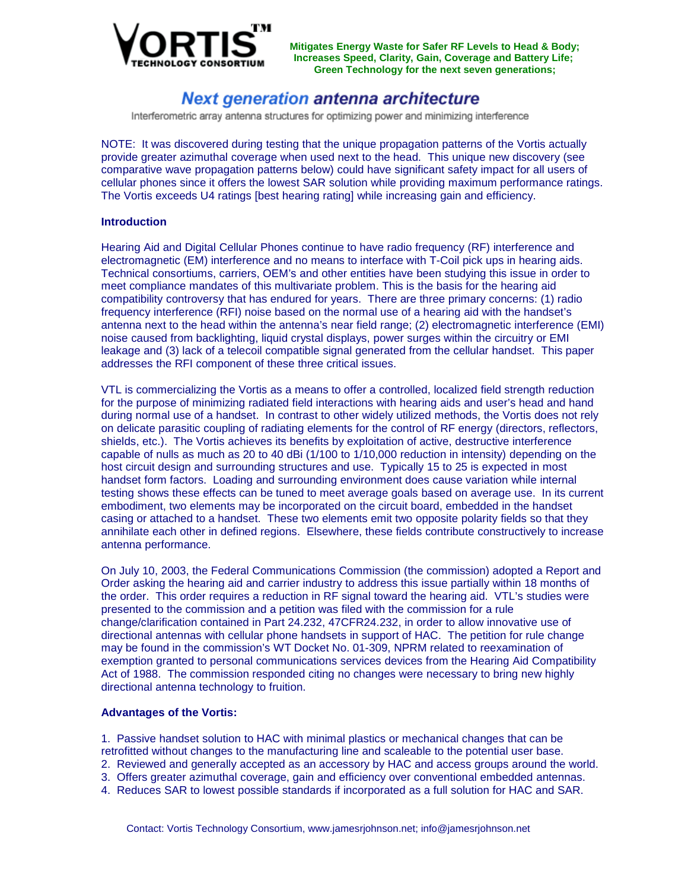**VORTIS™ TECHNOLOGY CONSORTIUM**

**Mitigates Energy Waste for Safer RF Levels to Head & Body;**
**Increases Speed, Clarity, Gain, Coverage and Battery Life;**
**Green Technology for the next seven generations;**

# *Next generation* *antenna architecture*

Interferometric array antenna structures for optimizing power and minimizing interference

NOTE: It was discovered during testing that the unique propagation patterns of the Vortis actually provide greater azimuthal coverage when used next to the head. This unique new discovery (see comparative wave propagation patterns below) could have significant safety impact for all users of cellular phones since it offers the lowest SAR solution while providing maximum performance ratings. The Vortis exceeds U4 ratings [best hearing rating] while increasing gain and efficiency.

### Introduction

Hearing Aid and Digital Cellular Phones continue to have radio frequency (RF) interference and electromagnetic (EM) interference and no means to interface with T-Coil pick ups in hearing aids. Technical consortiums, carriers, OEM's and other entities have been studying this issue in order to meet compliance mandates of this multivariate problem. This is the basis for the hearing aid compatibility controversy that has endured for years. There are three primary concerns: (1) radio frequency interference (RFI) noise based on the normal use of a hearing aid with the handset's antenna next to the head within the antenna's near field range; (2) electromagnetic interference (EMI) noise caused from backlighting, liquid crystal displays, power surges within the circuitry or EMI leakage and (3) lack of a telecoil compatible signal generated from the cellular handset. This paper addresses the RFI component of these three critical issues.

VTL is commercializing the Vortis as a means to offer a controlled, localized field strength reduction for the purpose of minimizing radiated field interactions with hearing aids and user's head and hand during normal use of a handset. In contrast to other widely utilized methods, the Vortis does not rely on delicate parasitic coupling of radiating elements for the control of RF energy (directors, reflectors, shields, etc.). The Vortis achieves its benefits by exploitation of active, destructive interference capable of nulls as much as 20 to 40 dBi (1/100 to 1/10,000 reduction in intensity) depending on the host circuit design and surrounding structures and use. Typically 15 to 25 is expected in most handset form factors. Loading and surrounding environment does cause variation while internal testing shows these effects can be tuned to meet average goals based on average use. In its current embodiment, two elements may be incorporated on the circuit board, embedded in the handset casing or attached to a handset. These two elements emit two opposite polarity fields so that they annihilate each other in defined regions. Elsewhere, these fields contribute constructively to increase antenna performance.

On July 10, 2003, the Federal Communications Commission (the commission) adopted a Report and Order asking the hearing aid and carrier industry to address this issue partially within 18 months of the order. This order requires a reduction in RF signal toward the hearing aid. VTL's studies were presented to the commission and a petition was filed with the commission for a rule change/clarification contained in Part 24.232, 47CFR24.232, in order to allow innovative use of directional antennas with cellular phone handsets in support of HAC. The petition for rule change may be found in the commission's WT Docket No. 01-309, NPRM related to reexamination of exemption granted to personal communications services devices from the Hearing Aid Compatibility Act of 1988. The commission responded citing no changes were necessary to bring new highly directional antenna technology to fruition.

### Advantages of the Vortis:

1. Passive handset solution to HAC with minimal plastics or mechanical changes that can be retrofitted without changes to the manufacturing line and scaleable to the potential user base.
2. Reviewed and generally accepted as an accessory by HAC and access groups around the world.
3. Offers greater azimuthal coverage, gain and efficiency over conventional embedded antennas.
4. Reduces SAR to lowest possible standards if incorporated as a full solution for HAC and SAR.

Contact: Vortis Technology Consortium, www.jamesrjohnson.net; info@jamesrjohnson.net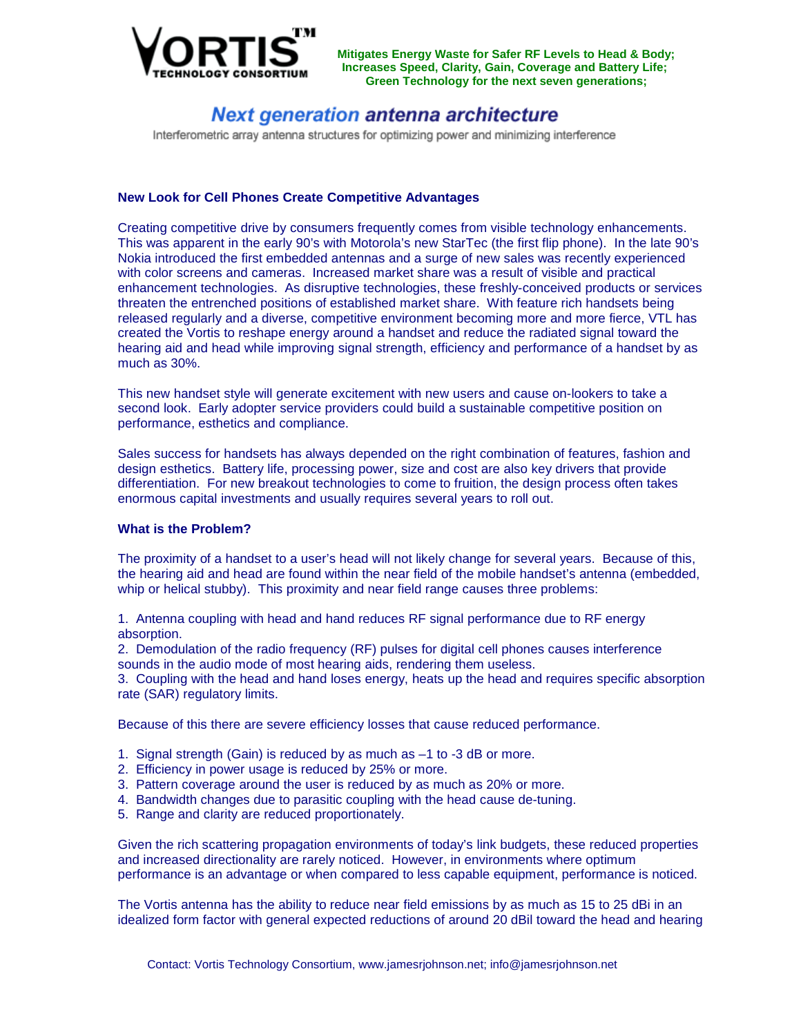**VORTIS™ TECHNOLOGY CONSORTIUM**

**Mitigates Energy Waste for Safer RF Levels to Head & Body;
Increases Speed, Clarity, Gain, Coverage and Battery Life;
Green Technology for the next seven generations;**

# *Next generation* antenna architecture

Interferometric array antenna structures for optimizing power and minimizing interference

## New Look for Cell Phones Create Competitive Advantages

Creating competitive drive by consumers frequently comes from visible technology enhancements. This was apparent in the early 90's with Motorola's new StarTec (the first flip phone). In the late 90's Nokia introduced the first embedded antennas and a surge of new sales was recently experienced with color screens and cameras. Increased market share was a result of visible and practical enhancement technologies. As disruptive technologies, these freshly-conceived products or services threaten the entrenched positions of established market share. With feature rich handsets being released regularly and a diverse, competitive environment becoming more and more fierce, VTL has created the Vortis to reshape energy around a handset and reduce the radiated signal toward the hearing aid and head while improving signal strength, efficiency and performance of a handset by as much as 30%.

This new handset style will generate excitement with new users and cause on-lookers to take a second look. Early adopter service providers could build a sustainable competitive position on performance, esthetics and compliance.

Sales success for handsets has always depended on the right combination of features, fashion and design esthetics. Battery life, processing power, size and cost are also key drivers that provide differentiation. For new breakout technologies to come to fruition, the design process often takes enormous capital investments and usually requires several years to roll out.

## What is the Problem?

The proximity of a handset to a user's head will not likely change for several years. Because of this, the hearing aid and head are found within the near field of the mobile handset's antenna (embedded, whip or helical stubby). This proximity and near field range causes three problems:

1. Antenna coupling with head and hand reduces RF signal performance due to RF energy absorption.
2. Demodulation of the radio frequency (RF) pulses for digital cell phones causes interference sounds in the audio mode of most hearing aids, rendering them useless.
3. Coupling with the head and hand loses energy, heats up the head and requires specific absorption rate (SAR) regulatory limits.

Because of this there are severe efficiency losses that cause reduced performance.

1. Signal strength (Gain) is reduced by as much as –1 to -3 dB or more.
2. Efficiency in power usage is reduced by 25% or more.
3. Pattern coverage around the user is reduced by as much as 20% or more.
4. Bandwidth changes due to parasitic coupling with the head cause de-tuning.
5. Range and clarity are reduced proportionately.

Given the rich scattering propagation environments of today's link budgets, these reduced properties and increased directionality are rarely noticed. However, in environments where optimum performance is an advantage or when compared to less capable equipment, performance is noticed.

The Vortis antenna has the ability to reduce near field emissions by as much as 15 to 25 dBi in an idealized form factor with general expected reductions of around 20 dBil toward the head and hearing

Contact: Vortis Technology Consortium, www.jamesrjohnson.net; info@jamesrjohnson.net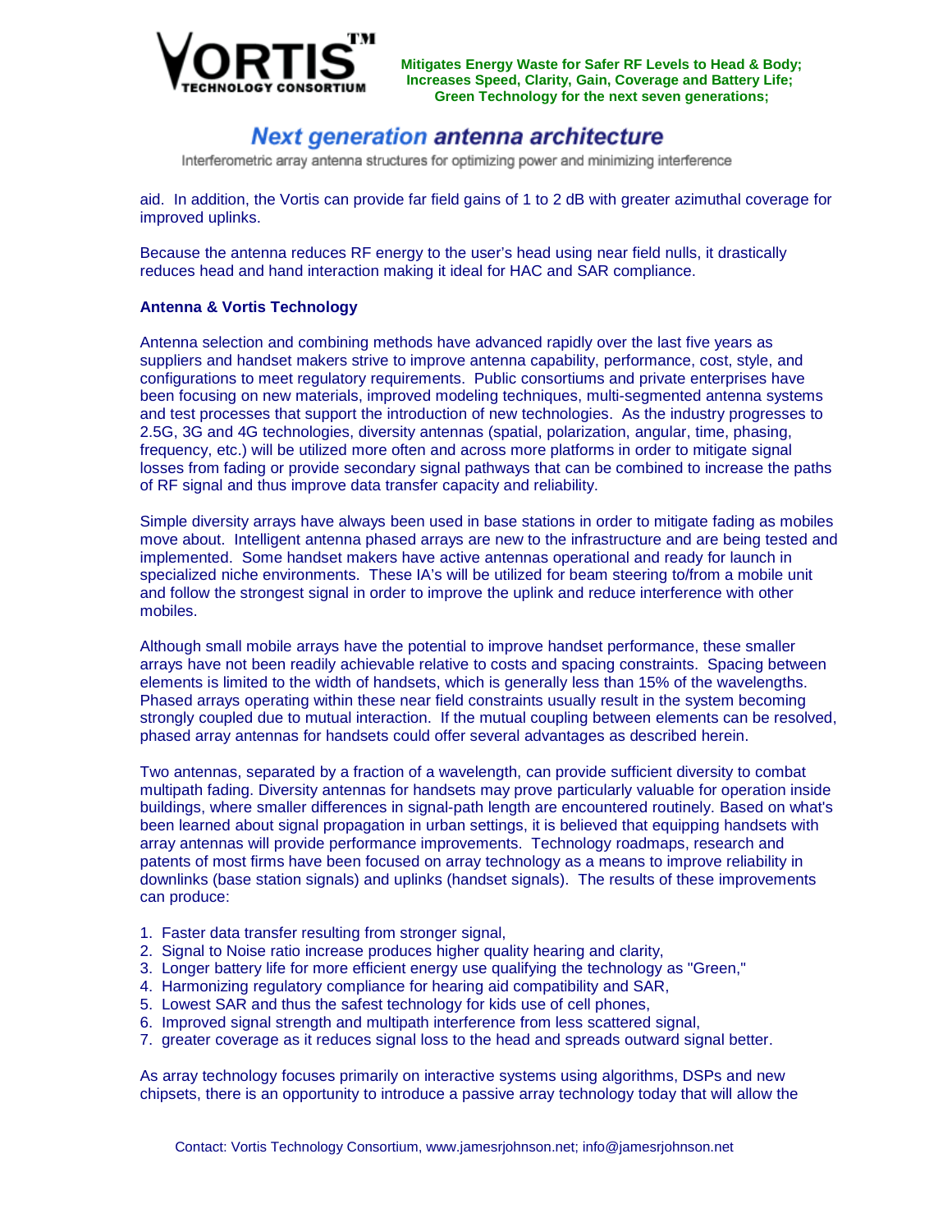aid. In addition, the Vortis can provide far field gains of 1 to 2 dB with greater azimuthal coverage for improved uplinks.

Because the antenna reduces RF energy to the user's head using near field nulls, it drastically reduces head and hand interaction making it ideal for HAC and SAR compliance.

**Antenna & Vortis Technology**

Antenna selection and combining methods have advanced rapidly over the last five years as suppliers and handset makers strive to improve antenna capability, performance, cost, style, and configurations to meet regulatory requirements. Public consortiums and private enterprises have been focusing on new materials, improved modeling techniques, multi-segmented antenna systems and test processes that support the introduction of new technologies. As the industry progresses to 2.5G, 3G and 4G technologies, diversity antennas (spatial, polarization, angular, time, phasing, frequency, etc.) will be utilized more often and across more platforms in order to mitigate signal losses from fading or provide secondary signal pathways that can be combined to increase the paths of RF signal and thus improve data transfer capacity and reliability.

Simple diversity arrays have always been used in base stations in order to mitigate fading as mobiles move about. Intelligent antenna phased arrays are new to the infrastructure and are being tested and implemented. Some handset makers have active antennas operational and ready for launch in specialized niche environments. These IA's will be utilized for beam steering to/from a mobile unit and follow the strongest signal in order to improve the uplink and reduce interference with other mobiles.

Although small mobile arrays have the potential to improve handset performance, these smaller arrays have not been readily achievable relative to costs and spacing constraints. Spacing between elements is limited to the width of handsets, which is generally less than 15% of the wavelengths. Phased arrays operating within these near field constraints usually result in the system becoming strongly coupled due to mutual interaction. If the mutual coupling between elements can be resolved, phased array antennas for handsets could offer several advantages as described herein.

Two antennas, separated by a fraction of a wavelength, can provide sufficient diversity to combat multipath fading. Diversity antennas for handsets may prove particularly valuable for operation inside buildings, where smaller differences in signal-path length are encountered routinely. Based on what's been learned about signal propagation in urban settings, it is believed that equipping handsets with array antennas will provide performance improvements. Technology roadmaps, research and patents of most firms have been focused on array technology as a means to improve reliability in downlinks (base station signals) and uplinks (handset signals). The results of these improvements can produce:

1. Faster data transfer resulting from stronger signal,
2. Signal to Noise ratio increase produces higher quality hearing and clarity,
3. Longer battery life for more efficient energy use qualifying the technology as "Green,"
4. Harmonizing regulatory compliance for hearing aid compatibility and SAR,
5. Lowest SAR and thus the safest technology for kids use of cell phones,
6. Improved signal strength and multipath interference from less scattered signal,
7. greater coverage as it reduces signal loss to the head and spreads outward signal better.

As array technology focuses primarily on interactive systems using algorithms, DSPs and new chipsets, there is an opportunity to introduce a passive array technology today that will allow the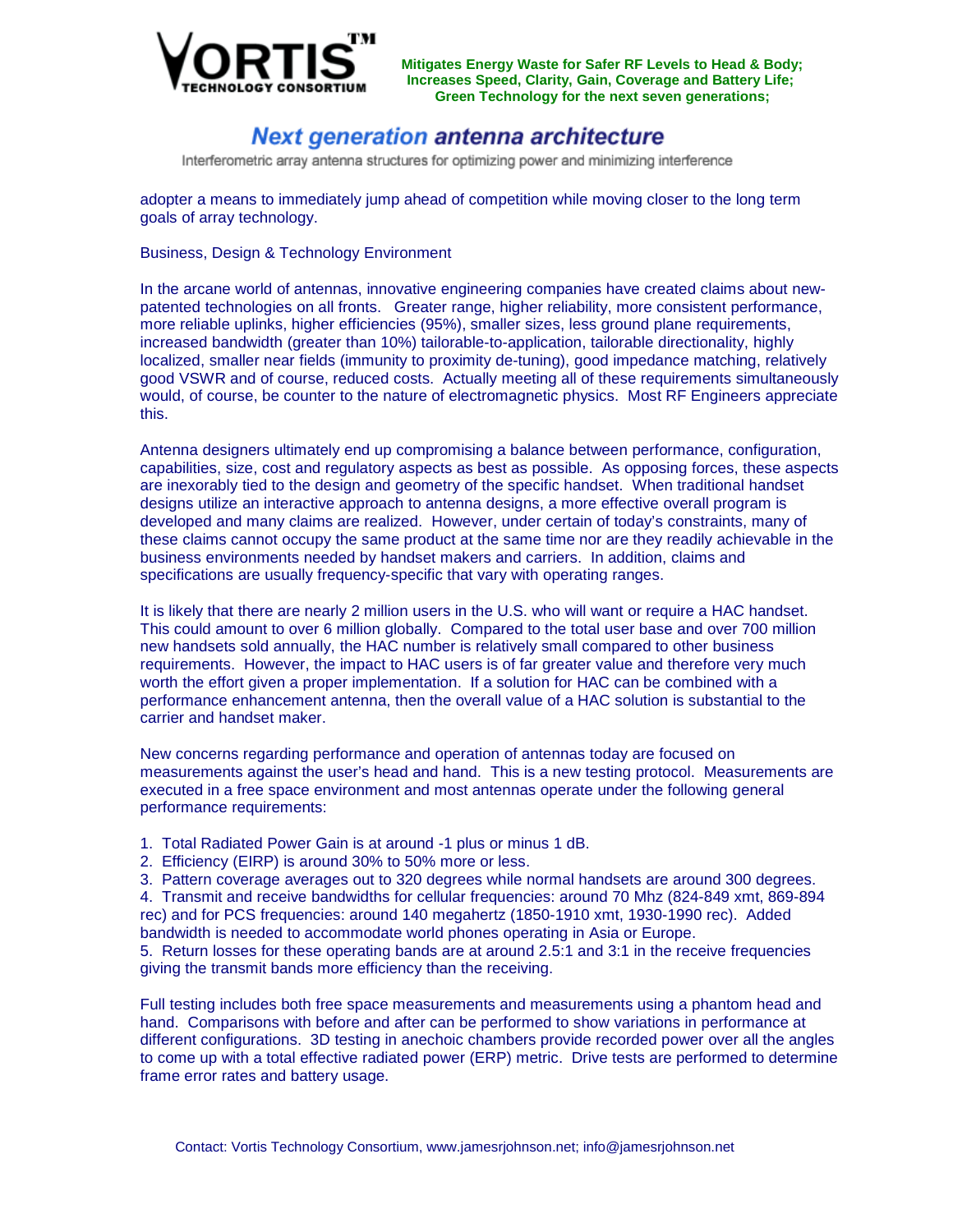adopter a means to immediately jump ahead of competition while moving closer to the long term goals of array technology.

Business, Design & Technology Environment

In the arcane world of antennas, innovative engineering companies have created claims about new-patented technologies on all fronts. Greater range, higher reliability, more consistent performance, more reliable uplinks, higher efficiencies (95%), smaller sizes, less ground plane requirements, increased bandwidth (greater than 10%) tailorable-to-application, tailorable directionality, highly localized, smaller near fields (immunity to proximity de-tuning), good impedance matching, relatively good VSWR and of course, reduced costs. Actually meeting all of these requirements simultaneously would, of course, be counter to the nature of electromagnetic physics. Most RF Engineers appreciate this.

Antenna designers ultimately end up compromising a balance between performance, configuration, capabilities, size, cost and regulatory aspects as best as possible. As opposing forces, these aspects are inexorably tied to the design and geometry of the specific handset. When traditional handset designs utilize an interactive approach to antenna designs, a more effective overall program is developed and many claims are realized. However, under certain of today's constraints, many of these claims cannot occupy the same product at the same time nor are they readily achievable in the business environments needed by handset makers and carriers. In addition, claims and specifications are usually frequency-specific that vary with operating ranges.

It is likely that there are nearly 2 million users in the U.S. who will want or require a HAC handset. This could amount to over 6 million globally. Compared to the total user base and over 700 million new handsets sold annually, the HAC number is relatively small compared to other business requirements. However, the impact to HAC users is of far greater value and therefore very much worth the effort given a proper implementation. If a solution for HAC can be combined with a performance enhancement antenna, then the overall value of a HAC solution is substantial to the carrier and handset maker.

New concerns regarding performance and operation of antennas today are focused on measurements against the user's head and hand. This is a new testing protocol. Measurements are executed in a free space environment and most antennas operate under the following general performance requirements:

1. Total Radiated Power Gain is at around -1 plus or minus 1 dB.
2. Efficiency (EIRP) is around 30% to 50% more or less.
3. Pattern coverage averages out to 320 degrees while normal handsets are around 300 degrees.
4. Transmit and receive bandwidths for cellular frequencies: around 70 Mhz (824-849 xmt, 869-894 rec) and for PCS frequencies: around 140 megahertz (1850-1910 xmt, 1930-1990 rec). Added bandwidth is needed to accommodate world phones operating in Asia or Europe.
5. Return losses for these operating bands are at around 2.5:1 and 3:1 in the receive frequencies giving the transmit bands more efficiency than the receiving.

Full testing includes both free space measurements and measurements using a phantom head and hand. Comparisons with before and after can be performed to show variations in performance at different configurations. 3D testing in anechoic chambers provide recorded power over all the angles to come up with a total effective radiated power (ERP) metric. Drive tests are performed to determine frame error rates and battery usage.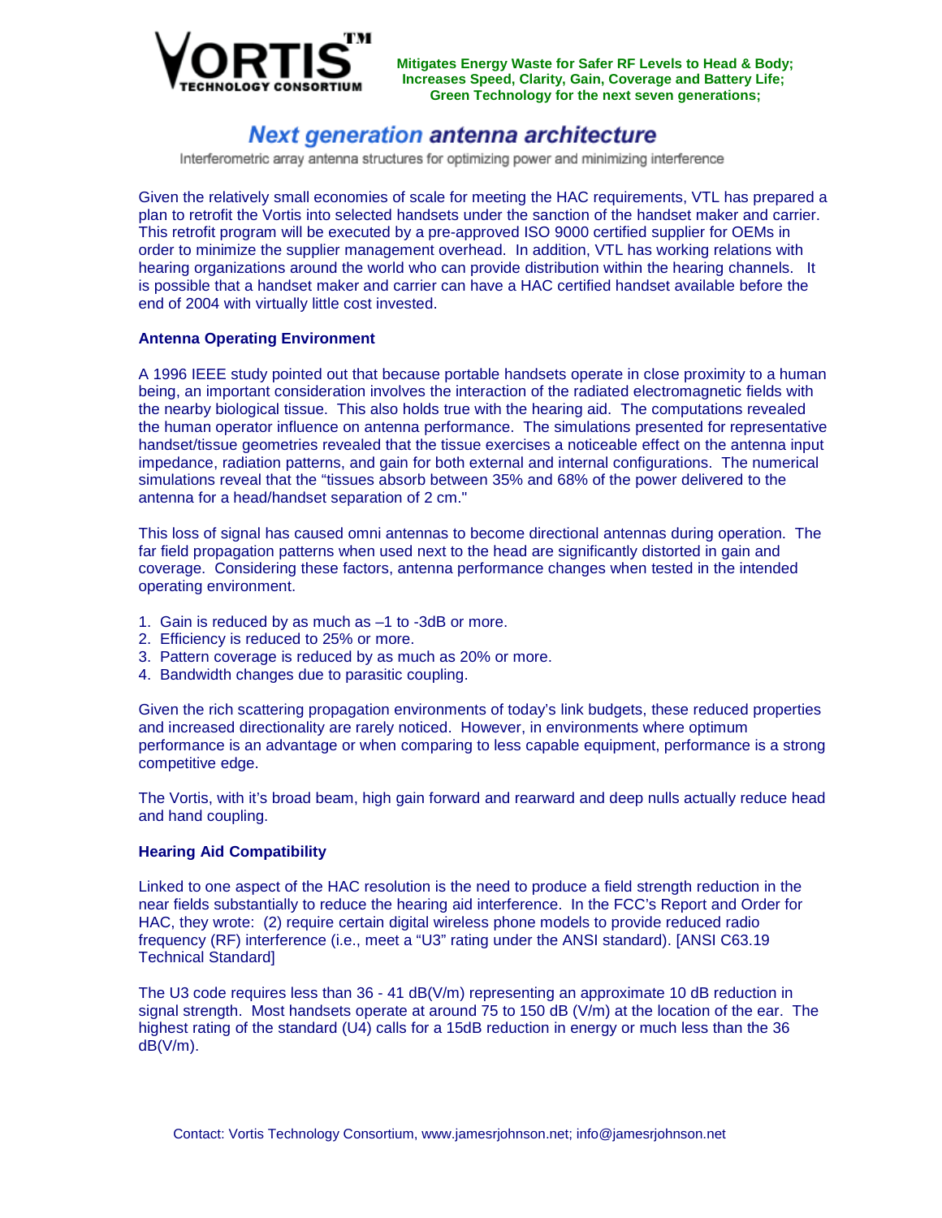# Next generation antenna architecture

Interferometric array antenna structures for optimizing power and minimizing interference

Given the relatively small economies of scale for meeting the HAC requirements, VTL has prepared a plan to retrofit the Vortis into selected handsets under the sanction of the handset maker and carrier. This retrofit program will be executed by a pre-approved ISO 9000 certified supplier for OEMs in order to minimize the supplier management overhead. In addition, VTL has working relations with hearing organizations around the world who can provide distribution within the hearing channels. It is possible that a handset maker and carrier can have a HAC certified handset available before the end of 2004 with virtually little cost invested.

**Antenna Operating Environment**

A 1996 IEEE study pointed out that because portable handsets operate in close proximity to a human being, an important consideration involves the interaction of the radiated electromagnetic fields with the nearby biological tissue. This also holds true with the hearing aid. The computations revealed the human operator influence on antenna performance. The simulations presented for representative handset/tissue geometries revealed that the tissue exercises a noticeable effect on the antenna input impedance, radiation patterns, and gain for both external and internal configurations. The numerical simulations reveal that the "tissues absorb between 35% and 68% of the power delivered to the antenna for a head/handset separation of 2 cm."

This loss of signal has caused omni antennas to become directional antennas during operation. The far field propagation patterns when used next to the head are significantly distorted in gain and coverage. Considering these factors, antenna performance changes when tested in the intended operating environment.

1. Gain is reduced by as much as –1 to -3dB or more.
2. Efficiency is reduced to 25% or more.
3. Pattern coverage is reduced by as much as 20% or more.
4. Bandwidth changes due to parasitic coupling.

Given the rich scattering propagation environments of today's link budgets, these reduced properties and increased directionality are rarely noticed. However, in environments where optimum performance is an advantage or when comparing to less capable equipment, performance is a strong competitive edge.

The Vortis, with it's broad beam, high gain forward and rearward and deep nulls actually reduce head and hand coupling.

**Hearing Aid Compatibility**

Linked to one aspect of the HAC resolution is the need to produce a field strength reduction in the near fields substantially to reduce the hearing aid interference. In the FCC's Report and Order for HAC, they wrote: (2) require certain digital wireless phone models to provide reduced radio frequency (RF) interference (i.e., meet a "U3" rating under the ANSI standard). [ANSI C63.19 Technical Standard]

The U3 code requires less than 36 - 41 dB(V/m) representing an approximate 10 dB reduction in signal strength. Most handsets operate at around 75 to 150 dB (V/m) at the location of the ear. The highest rating of the standard (U4) calls for a 15dB reduction in energy or much less than the 36 dB(V/m).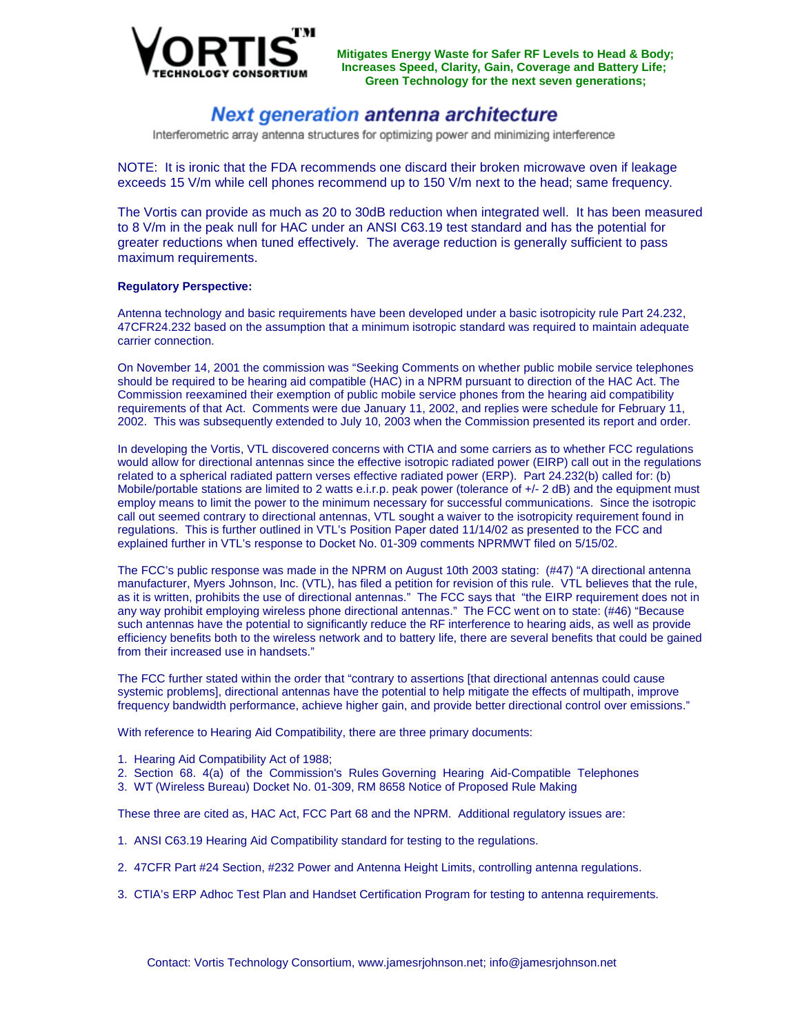VORTIS™ TECHNOLOGY CONSORTIUM

**Mitigates Energy Waste for Safer RF Levels to Head & Body; Increases Speed, Clarity, Gain, Coverage and Battery Life; Green Technology for the next seven generations;**

# *Next generation antenna architecture*

Interferometric array antenna structures for optimizing power and minimizing interference

NOTE: It is ironic that the FDA recommends one discard their broken microwave oven if leakage exceeds 15 V/m while cell phones recommend up to 150 V/m next to the head; same frequency.

The Vortis can provide as much as 20 to 30dB reduction when integrated well. It has been measured to 8 V/m in the peak null for HAC under an ANSI C63.19 test standard and has the potential for greater reductions when tuned effectively. The average reduction is generally sufficient to pass maximum requirements.

**Regulatory Perspective:**

Antenna technology and basic requirements have been developed under a basic isotropicity rule Part 24.232, 47CFR24.232 based on the assumption that a minimum isotropic standard was required to maintain adequate carrier connection.

On November 14, 2001 the commission was "Seeking Comments on whether public mobile service telephones should be required to be hearing aid compatible (HAC) in a NPRM pursuant to direction of the HAC Act. The Commission reexamined their exemption of public mobile service phones from the hearing aid compatibility requirements of that Act. Comments were due January 11, 2002, and replies were schedule for February 11, 2002. This was subsequently extended to July 10, 2003 when the Commission presented its report and order.

In developing the Vortis, VTL discovered concerns with CTIA and some carriers as to whether FCC regulations would allow for directional antennas since the effective isotropic radiated power (EIRP) call out in the regulations related to a spherical radiated pattern verses effective radiated power (ERP). Part 24.232(b) called for: (b) Mobile/portable stations are limited to 2 watts e.i.r.p. peak power (tolerance of +/- 2 dB) and the equipment must employ means to limit the power to the minimum necessary for successful communications. Since the isotropic call out seemed contrary to directional antennas, VTL sought a waiver to the isotropicity requirement found in regulations. This is further outlined in VTL's Position Paper dated 11/14/02 as presented to the FCC and explained further in VTL's response to Docket No. 01-309 comments NPRMWT filed on 5/15/02.

The FCC's public response was made in the NPRM on August 10th 2003 stating: (#47) "A directional antenna manufacturer, Myers Johnson, Inc. (VTL), has filed a petition for revision of this rule. VTL believes that the rule, as it is written, prohibits the use of directional antennas." The FCC says that "the EIRP requirement does not in any way prohibit employing wireless phone directional antennas." The FCC went on to state: (#46) "Because such antennas have the potential to significantly reduce the RF interference to hearing aids, as well as provide efficiency benefits both to the wireless network and to battery life, there are several benefits that could be gained from their increased use in handsets."

The FCC further stated within the order that "contrary to assertions [that directional antennas could cause systemic problems], directional antennas have the potential to help mitigate the effects of multipath, improve frequency bandwidth performance, achieve higher gain, and provide better directional control over emissions."

With reference to Hearing Aid Compatibility, there are three primary documents:

1. Hearing Aid Compatibility Act of 1988;
2. Section 68. 4(a) of the Commission's Rules Governing Hearing Aid-Compatible Telephones
3. WT (Wireless Bureau) Docket No. 01-309, RM 8658 Notice of Proposed Rule Making

These three are cited as, HAC Act, FCC Part 68 and the NPRM. Additional regulatory issues are:

1. ANSI C63.19 Hearing Aid Compatibility standard for testing to the regulations.

2. 47CFR Part #24 Section, #232 Power and Antenna Height Limits, controlling antenna regulations.

3. CTIA's ERP Adhoc Test Plan and Handset Certification Program for testing to antenna requirements.

Contact: Vortis Technology Consortium, www.jamesrjohnson.net; info@jamesrjohnson.net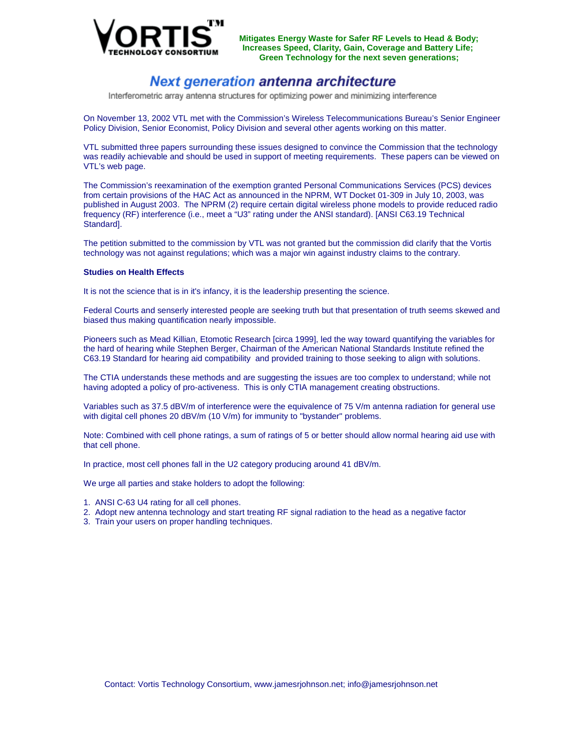**VORTIS™ TECHNOLOGY CONSORTIUM**

**Mitigates Energy Waste for Safer RF Levels to Head & Body; Increases Speed, Clarity, Gain, Coverage and Battery Life; Green Technology for the next seven generations;**

# *Next generation antenna architecture*

Interferometric array antenna structures for optimizing power and minimizing interference

On November 13, 2002 VTL met with the Commission's Wireless Telecommunications Bureau's Senior Engineer Policy Division, Senior Economist, Policy Division and several other agents working on this matter.

VTL submitted three papers surrounding these issues designed to convince the Commission that the technology was readily achievable and should be used in support of meeting requirements. These papers can be viewed on VTL's web page.

The Commission's reexamination of the exemption granted Personal Communications Services (PCS) devices from certain provisions of the HAC Act as announced in the NPRM, WT Docket 01-309 in July 10, 2003, was published in August 2003. The NPRM (2) require certain digital wireless phone models to provide reduced radio frequency (RF) interference (i.e., meet a "U3" rating under the ANSI standard). [ANSI C63.19 Technical Standard].

The petition submitted to the commission by VTL was not granted but the commission did clarify that the Vortis technology was not against regulations; which was a major win against industry claims to the contrary.

**Studies on Health Effects**

It is not the science that is in it's infancy, it is the leadership presenting the science.

Federal Courts and senserly interested people are seeking truth but that presentation of truth seems skewed and biased thus making quantification nearly impossible.

Pioneers such as Mead Killian, Etomotic Research [circa 1999], led the way toward quantifying the variables for the hard of hearing while Stephen Berger, Chairman of the American National Standards Institute refined the C63.19 Standard for hearing aid compatibility and provided training to those seeking to align with solutions.

The CTIA understands these methods and are suggesting the issues are too complex to understand; while not having adopted a policy of pro-activeness. This is only CTIA management creating obstructions.

Variables such as 37.5 dBV/m of interference were the equivalence of 75 V/m antenna radiation for general use with digital cell phones 20 dBV/m (10 V/m) for immunity to "bystander" problems.

Note: Combined with cell phone ratings, a sum of ratings of 5 or better should allow normal hearing aid use with that cell phone.

In practice, most cell phones fall in the U2 category producing around 41 dBV/m.

We urge all parties and stake holders to adopt the following:

1. ANSI C-63 U4 rating for all cell phones.
2. Adopt new antenna technology and start treating RF signal radiation to the head as a negative factor
3. Train your users on proper handling techniques.

Contact: Vortis Technology Consortium, www.jamesrjohnson.net; info@jamesrjohnson.net